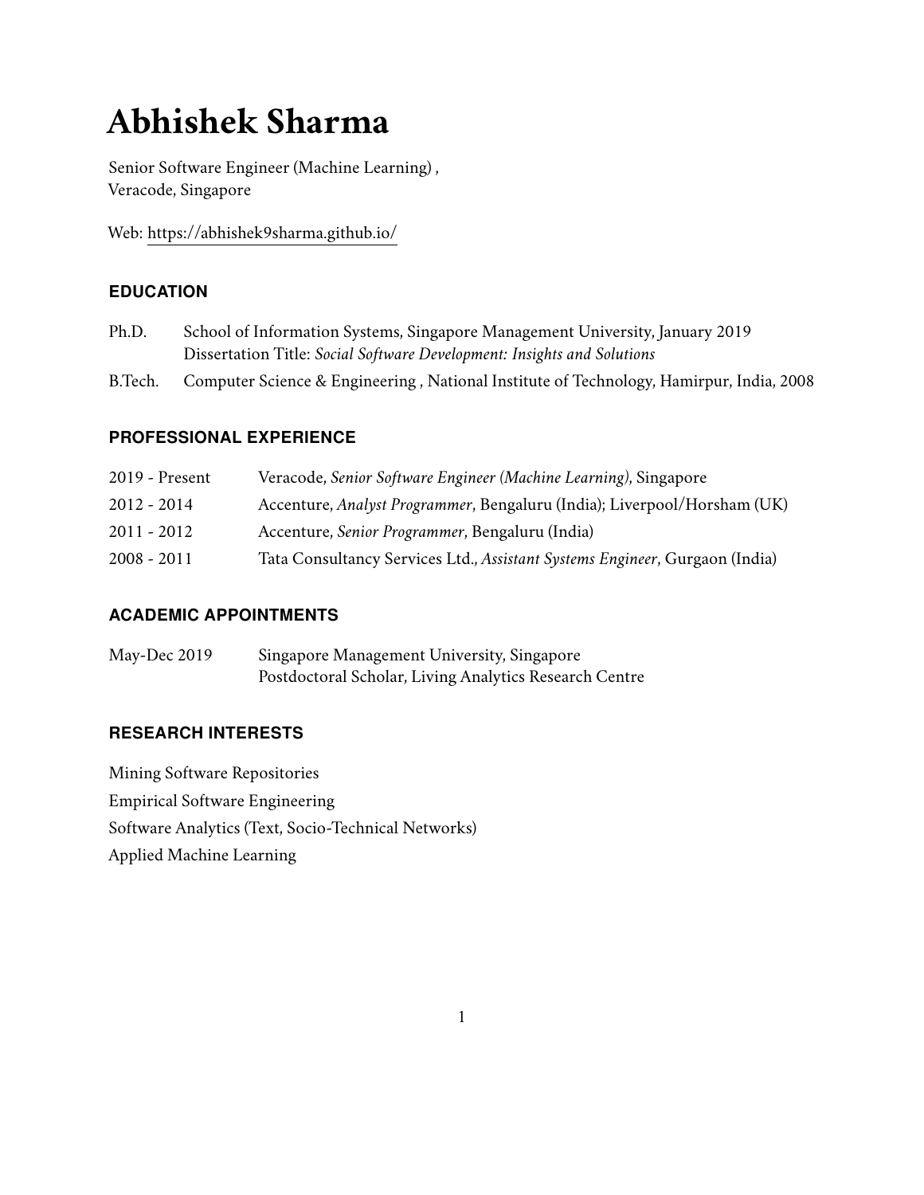# Abhishek Sharma

Senior Software Engineer (Machine Learning) ,
Veracode, Singapore

Web: https://abhishek9sharma.github.io/

## EDUCATION

| | |
|---|---|
| Ph.D. | School of Information Systems, Singapore Management University, January 2019<br>Dissertation Title: *Social Software Development: Insights and Solutions* |
| B.Tech. | Computer Science & Engineering , National Institute of Technology, Hamirpur, India, 2008 |

## PROFESSIONAL EXPERIENCE

| | |
|---|---|
| 2019 - Present | Veracode, *Senior Software Engineer (Machine Learning)*, Singapore |
| 2012 - 2014 | Accenture, *Analyst Programmer*, Bengaluru (India); Liverpool/Horsham (UK) |
| 2011 - 2012 | Accenture, *Senior Programmer*, Bengaluru (India) |
| 2008 - 2011 | Tata Consultancy Services Ltd., *Assistant Systems Engineer*, Gurgaon (India) |

## ACADEMIC APPOINTMENTS

| | |
|---|---|
| May-Dec 2019 | Singapore Management University, Singapore<br>Postdoctoral Scholar, Living Analytics Research Centre |

## RESEARCH INTERESTS

Mining Software Repositories

Empirical Software Engineering

Software Analytics (Text, Socio-Technical Networks)

Applied Machine Learning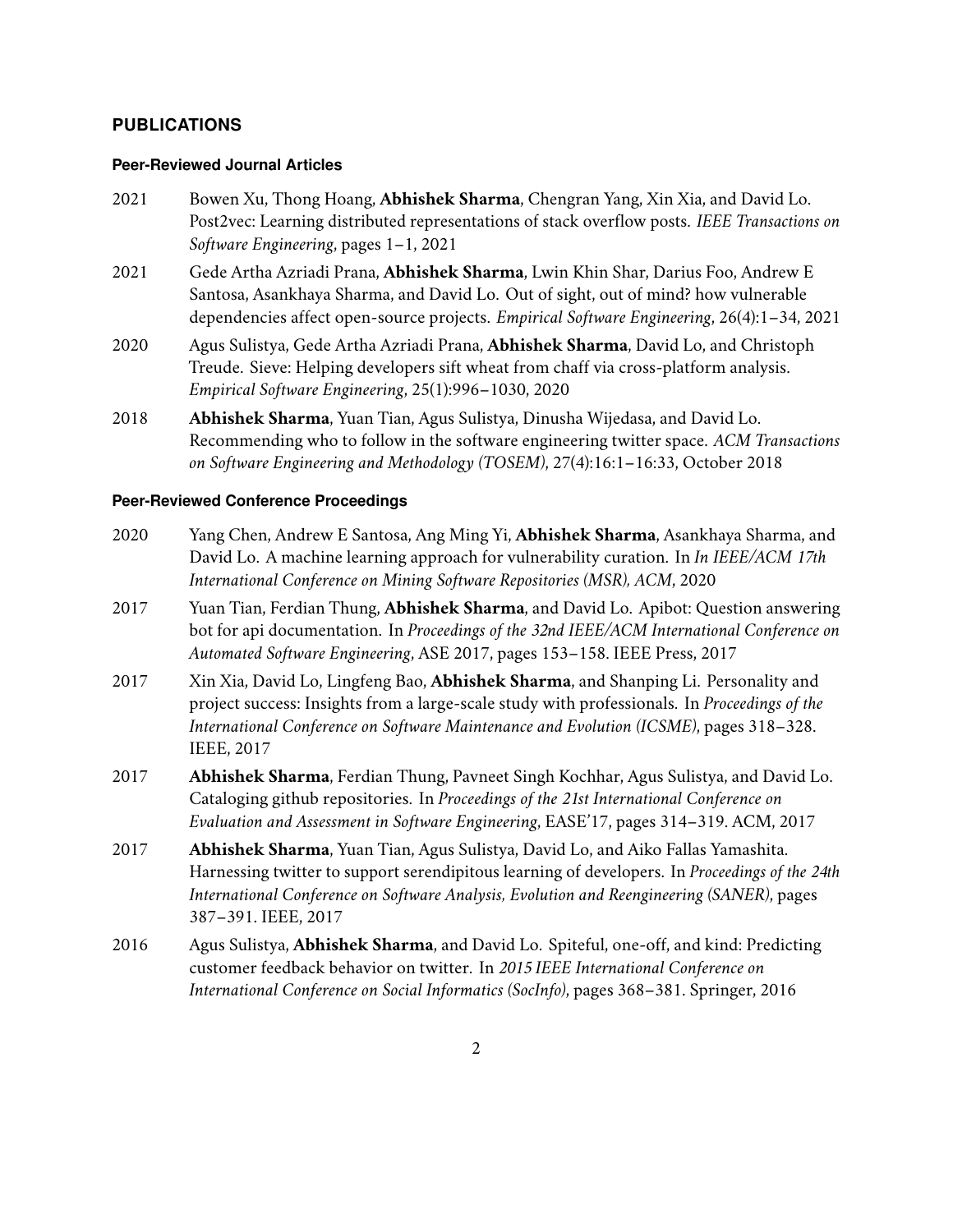## PUBLICATIONS

### Peer-Reviewed Journal Articles

2021 Bowen Xu, Thong Hoang, **Abhishek Sharma**, Chengran Yang, Xin Xia, and David Lo. Post2vec: Learning distributed representations of stack overflow posts. *IEEE Transactions on Software Engineering*, pages 1–1, 2021

2021 Gede Artha Azriadi Prana, **Abhishek Sharma**, Lwin Khin Shar, Darius Foo, Andrew E Santosa, Asankhaya Sharma, and David Lo. Out of sight, out of mind? how vulnerable dependencies affect open-source projects. *Empirical Software Engineering*, 26(4):1–34, 2021

2020 Agus Sulistya, Gede Artha Azriadi Prana, **Abhishek Sharma**, David Lo, and Christoph Treude. Sieve: Helping developers sift wheat from chaff via cross-platform analysis. *Empirical Software Engineering*, 25(1):996–1030, 2020

2018 **Abhishek Sharma**, Yuan Tian, Agus Sulistya, Dinusha Wijedasa, and David Lo. Recommending who to follow in the software engineering twitter space. *ACM Transactions on Software Engineering and Methodology (TOSEM)*, 27(4):16:1–16:33, October 2018

### Peer-Reviewed Conference Proceedings

2020 Yang Chen, Andrew E Santosa, Ang Ming Yi, **Abhishek Sharma**, Asankhaya Sharma, and David Lo. A machine learning approach for vulnerability curation. In *In IEEE/ACM 17th International Conference on Mining Software Repositories (MSR), ACM*, 2020

2017 Yuan Tian, Ferdian Thung, **Abhishek Sharma**, and David Lo. Apibot: Question answering bot for api documentation. In *Proceedings of the 32nd IEEE/ACM International Conference on Automated Software Engineering*, ASE 2017, pages 153–158. IEEE Press, 2017

2017 Xin Xia, David Lo, Lingfeng Bao, **Abhishek Sharma**, and Shanping Li. Personality and project success: Insights from a large-scale study with professionals. In *Proceedings of the International Conference on Software Maintenance and Evolution (ICSME)*, pages 318–328. IEEE, 2017

2017 **Abhishek Sharma**, Ferdian Thung, Pavneet Singh Kochhar, Agus Sulistya, and David Lo. Cataloging github repositories. In *Proceedings of the 21st International Conference on Evaluation and Assessment in Software Engineering*, EASE'17, pages 314–319. ACM, 2017

2017 **Abhishek Sharma**, Yuan Tian, Agus Sulistya, David Lo, and Aiko Fallas Yamashita. Harnessing twitter to support serendipitous learning of developers. In *Proceedings of the 24th International Conference on Software Analysis, Evolution and Reengineering (SANER)*, pages 387–391. IEEE, 2017

2016 Agus Sulistya, **Abhishek Sharma**, and David Lo. Spiteful, one-off, and kind: Predicting customer feedback behavior on twitter. In *2015 IEEE International Conference on International Conference on Social Informatics (SocInfo)*, pages 368–381. Springer, 2016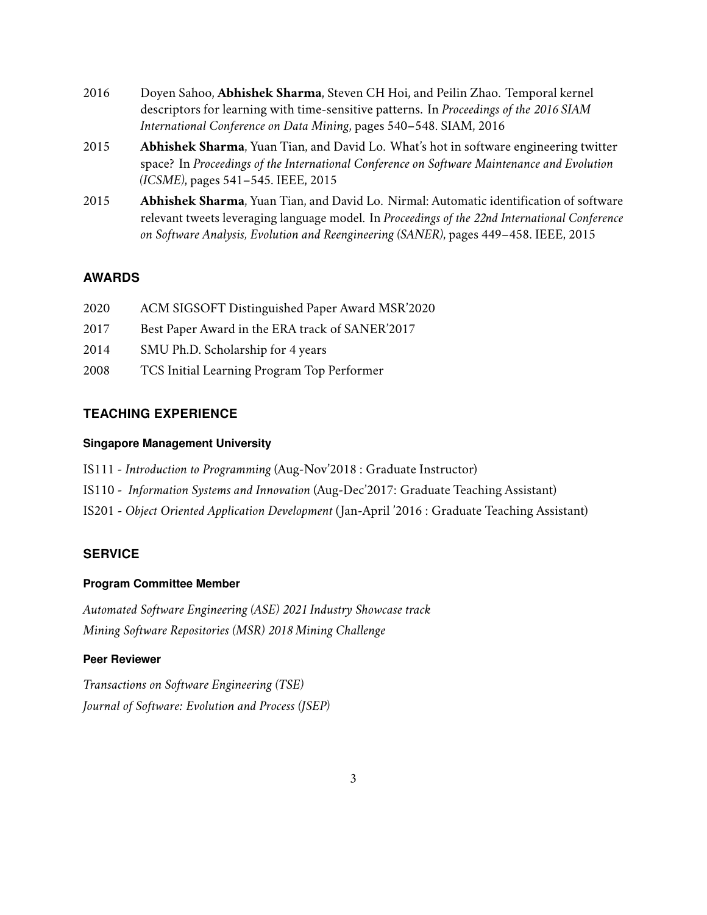2016 Doyen Sahoo, **Abhishek Sharma**, Steven CH Hoi, and Peilin Zhao. Temporal kernel descriptors for learning with time-sensitive patterns. In *Proceedings of the 2016 SIAM International Conference on Data Mining*, pages 540–548. SIAM, 2016

2015 **Abhishek Sharma**, Yuan Tian, and David Lo. What's hot in software engineering twitter space? In *Proceedings of the International Conference on Software Maintenance and Evolution (ICSME)*, pages 541–545. IEEE, 2015

2015 **Abhishek Sharma**, Yuan Tian, and David Lo. Nirmal: Automatic identification of software relevant tweets leveraging language model. In *Proceedings of the 22nd International Conference on Software Analysis, Evolution and Reengineering (SANER)*, pages 449–458. IEEE, 2015

## AWARDS

2020 ACM SIGSOFT Distinguished Paper Award MSR'2020

2017 Best Paper Award in the ERA track of SANER'2017

2014 SMU Ph.D. Scholarship for 4 years

2008 TCS Initial Learning Program Top Performer

## TEACHING EXPERIENCE

### Singapore Management University

IS111 - *Introduction to Programming* (Aug-Nov'2018 : Graduate Instructor)

IS110 - *Information Systems and Innovation* (Aug-Dec'2017: Graduate Teaching Assistant)

IS201 - *Object Oriented Application Development* (Jan-April '2016 : Graduate Teaching Assistant)

## SERVICE

### Program Committee Member

*Automated Software Engineering (ASE) 2021 Industry Showcase track*
*Mining Software Repositories (MSR) 2018 Mining Challenge*

### Peer Reviewer

*Transactions on Software Engineering (TSE)*
*Journal of Software: Evolution and Process (JSEP)*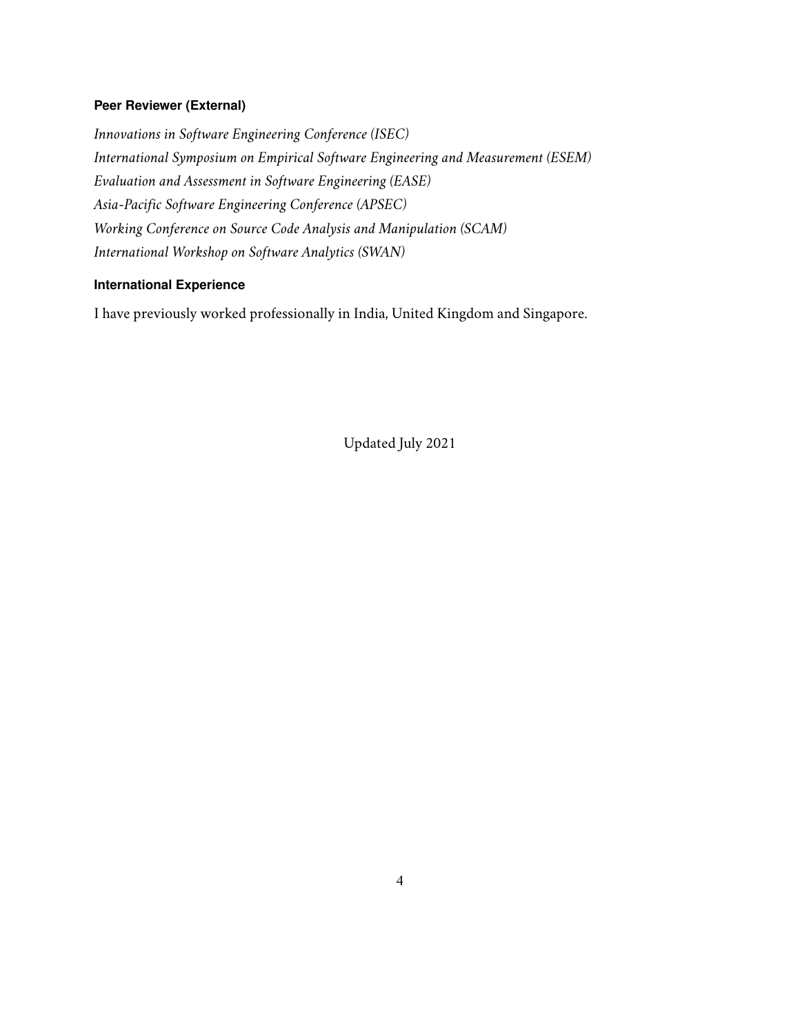### Peer Reviewer (External)

*Innovations in Software Engineering Conference (ISEC)*
*International Symposium on Empirical Software Engineering and Measurement (ESEM)*
*Evaluation and Assessment in Software Engineering (EASE)*
*Asia-Pacific Software Engineering Conference (APSEC)*
*Working Conference on Source Code Analysis and Manipulation (SCAM)*
*International Workshop on Software Analytics (SWAN)*

### International Experience

I have previously worked professionally in India, United Kingdom and Singapore.

Updated July 2021